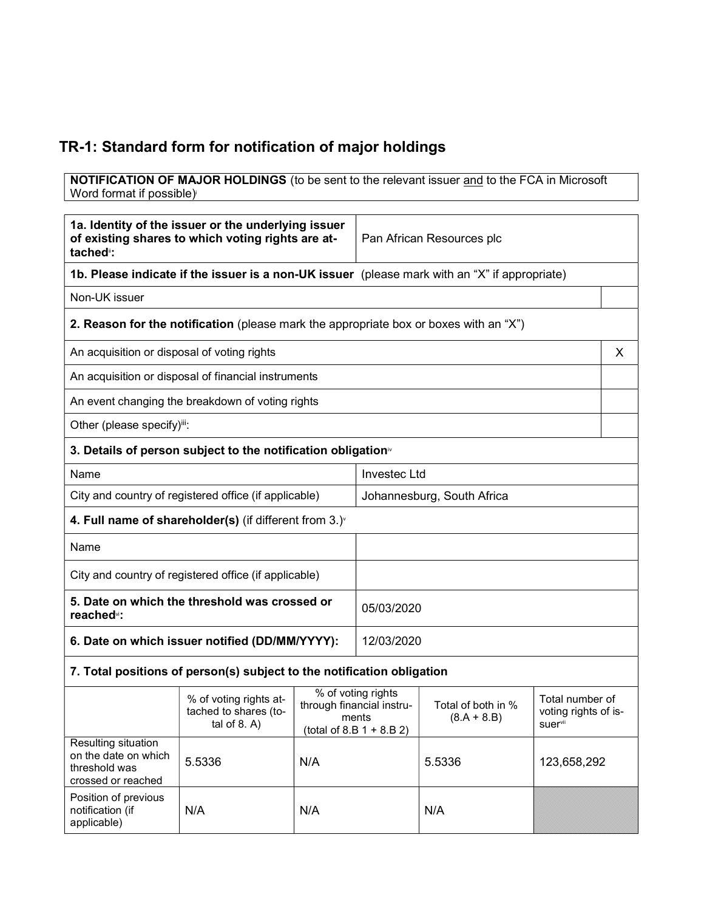## TR-1: Standard form for notification of major holdings

**NOTIFICATION OF MAJOR HOLDINGS** (to be sent to the relevant issuer and to the FCA in Microsoft Word format if possible)[i]

| | |
|---|---|
| **1a. Identity of the issuer or the underlying issuer of existing shares to which voting rights are attached**[ii]**:** | Pan African Resources plc |
| **1b. Please indicate if the issuer is a non-UK issuer** (please mark with an "X" if appropriate) | |
| Non-UK issuer | |
| **2. Reason for the notification** (please mark the appropriate box or boxes with an "X") | |
| An acquisition or disposal of voting rights | X |
| An acquisition or disposal of financial instruments | |
| An event changing the breakdown of voting rights | |
| Other (please specify)[iii]: | |
| **3. Details of person subject to the notification obligation**[iv] | |
| Name | Investec Ltd |
| City and country of registered office (if applicable) | Johannesburg, South Africa |
| **4. Full name of shareholder(s)** (if different from 3.)[v] | |
| Name | |
| City and country of registered office (if applicable) | |
| **5. Date on which the threshold was crossed or reached**[vi]**:** | 05/03/2020 |
| **6. Date on which issuer notified (DD/MM/YYYY):** | 12/03/2020 |

**7. Total positions of person(s) subject to the notification obligation**

| | % of voting rights attached to shares (total of 8. A) | % of voting rights through financial instruments (total of 8.B 1 + 8.B 2) | Total of both in % (8.A + 8.B) | Total number of voting rights of issuer[vii] |
|---|---|---|---|---|
| Resulting situation on the date on which threshold was crossed or reached | 5.5336 | N/A | 5.5336 | 123,658,292 |
| Position of previous notification (if applicable) | N/A | N/A | N/A | |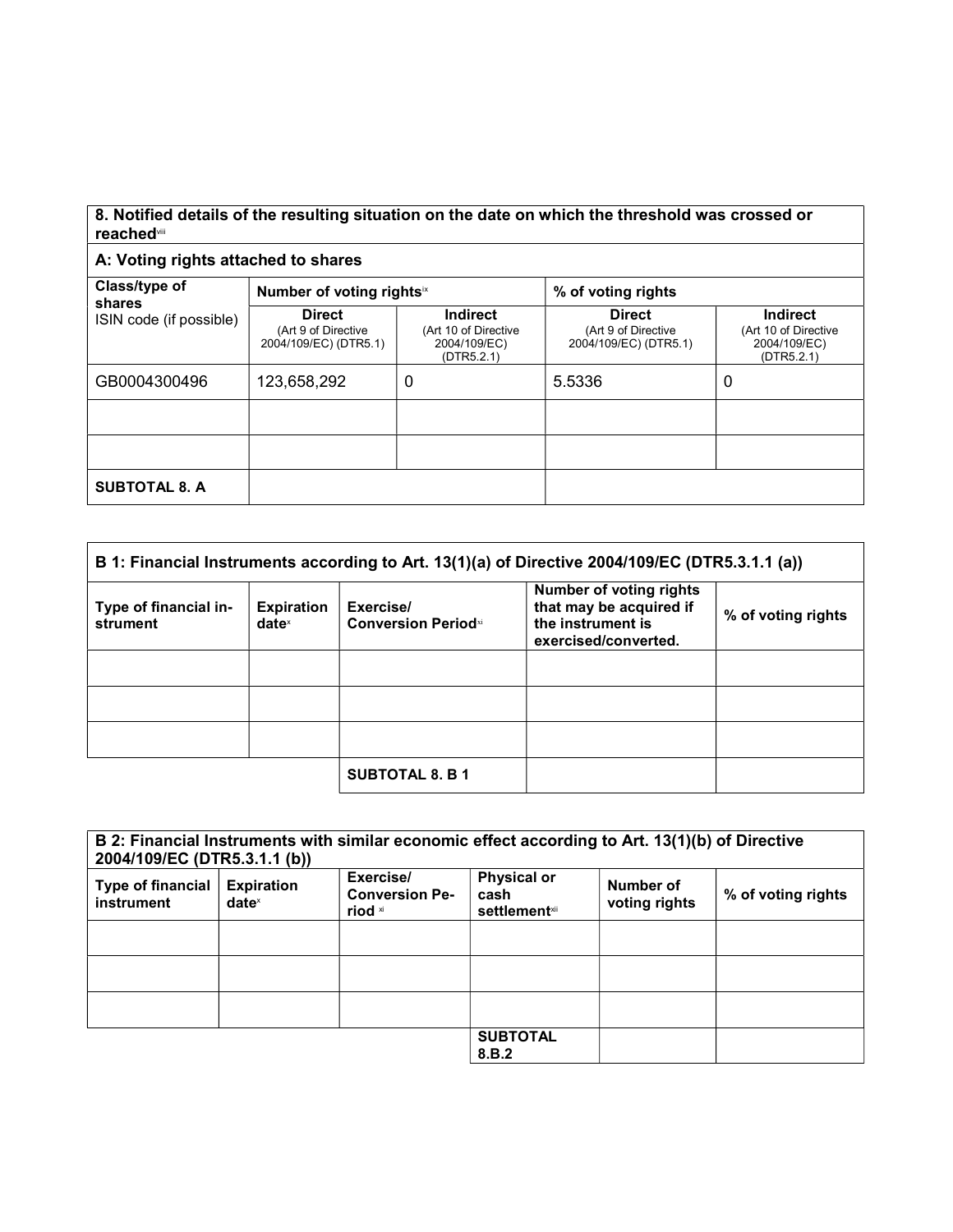### 8. Notified details of the resulting situation on the date on which the threshold was crossed or reached[viii]

| A: Voting rights attached to shares | | | | |
|---|---|---|---|---|
| Class/type of shares ISIN code (if possible) | Number of voting rights[ix] | | % of voting rights | |
| | Direct (Art 9 of Directive 2004/109/EC) (DTR5.1) | Indirect (Art 10 of Directive 2004/109/EC) (DTR5.2.1) | Direct (Art 9 of Directive 2004/109/EC) (DTR5.1) | Indirect (Art 10 of Directive 2004/109/EC) (DTR5.2.1) |
| GB0004300496 | 123,658,292 | 0 | 5.5336 | 0 |
| | | | | |
| | | | | |
| **SUBTOTAL 8. A** | | | | |

| B 1: Financial Instruments according to Art. 13(1)(a) of Directive 2004/109/EC (DTR5.3.1.1 (a)) | | | | |
|---|---|---|---|---|
| Type of financial instrument | Expiration date[x] | Exercise/ Conversion Period[xi] | Number of voting rights that may be acquired if the instrument is exercised/converted. | % of voting rights |
| | | | | |
| | | | | |
| | | | | |
| | | **SUBTOTAL 8. B 1** | | |

| B 2: Financial Instruments with similar economic effect according to Art. 13(1)(b) of Directive 2004/109/EC (DTR5.3.1.1 (b)) | | | | | |
|---|---|---|---|---|---|
| Type of financial instrument | Expiration date[x] | Exercise/ Conversion Period [xi] | Physical or cash settlement[xii] | Number of voting rights | % of voting rights |
| | | | | | |
| | | | | | |
| | | | | | |
| | | | **SUBTOTAL 8.B.2** | | |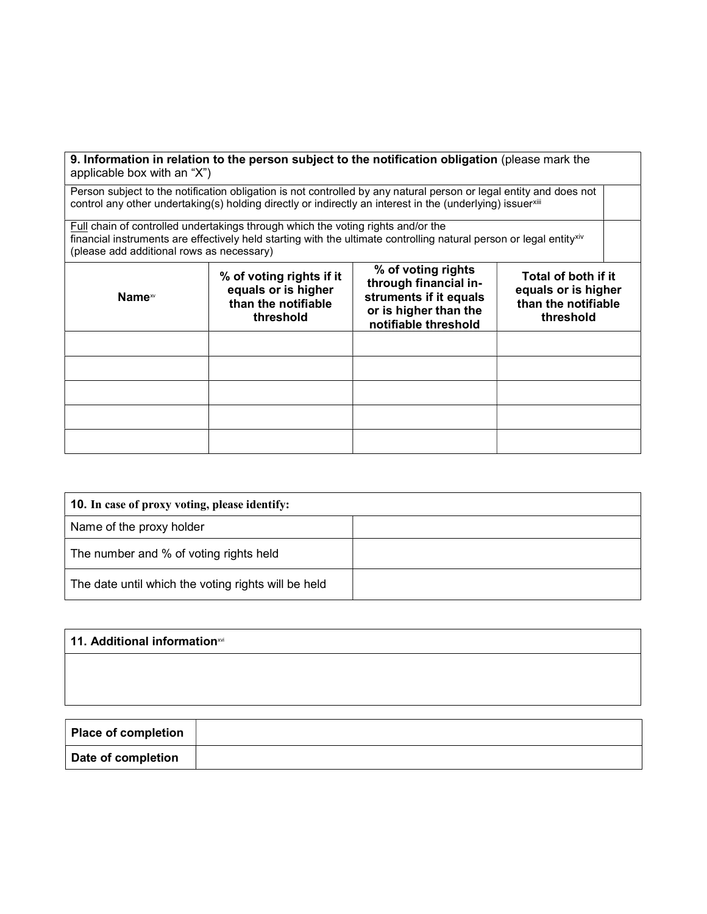| **9. Information in relation to the person subject to the notification obligation** (please mark the applicable box with an "X") | | | |
|---|---|---|---|
| Person subject to the notification obligation is not controlled by any natural person or legal entity and does not control any other undertaking(s) holding directly or indirectly an interest in the (underlying) issuer[xiii] | | | |
| Full chain of controlled undertakings through which the voting rights and/or the financial instruments are effectively held starting with the ultimate controlling natural person or legal entity[xiv] (please add additional rows as necessary) | | | |
| **Name**[xv] | **% of voting rights if it equals or is higher than the notifiable threshold** | **% of voting rights through financial instruments if it equals or is higher than the notifiable threshold** | **Total of both if it equals or is higher than the notifiable threshold** |
| | | | |
| | | | |
| | | | |
| | | | |
| | | | |

| **10. In case of proxy voting, please identify:** | |
|---|---|
| Name of the proxy holder | |
| The number and % of voting rights held | |
| The date until which the voting rights will be held | |

| **11. Additional information**[xvi] |
|---|
| |

| | |
|---|---|
| **Place of completion** | |
| **Date of completion** | |